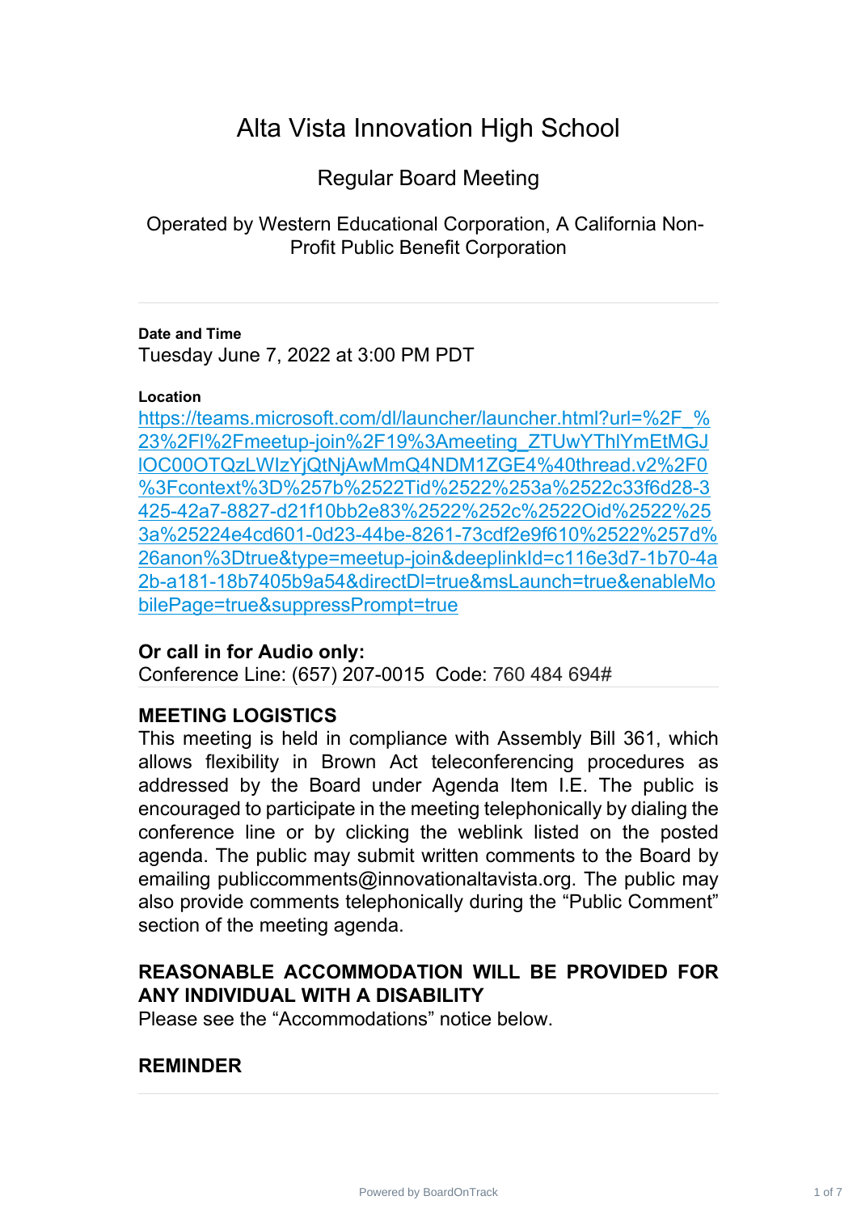# Alta Vista Innovation High School

## Regular Board Meeting

Operated by Western Educational Corporation, A California Non-Profit Public Benefit Corporation

---

**Date and Time**

Tuesday June 7, 2022 at 3:00 PM PDT

**Location**

https://teams.microsoft.com/dl/launcher/launcher.html?url=%2F_%23%2Fl%2Fmeetup-join%2F19%3Ameeting_ZTUwYThlYmEtMGJlOC00OTQzLWIzYjQtNjAwMmQ4NDM1ZGE4%40thread.v2%2F0%3Fcontext%3D%257b%2522Tid%2522%253a%2522c33f6d28-3425-42a7-8827-d21f10bb2e83%2522%252c%2522Oid%2522%253a%25224e4cd601-0d23-44be-8261-73cdf2e9f610%2522%257d%26anon%3Dtrue&type=meetup-join&deeplinkId=c116e3d7-1b70-4a2b-a181-18b7405b9a54&directDl=true&msLaunch=true&enableMobilePage=true&suppressPrompt=true

**Or call in for Audio only:**

Conference Line: (657) 207-0015 Code: 760 484 694#

---

**MEETING LOGISTICS**

This meeting is held in compliance with Assembly Bill 361, which allows flexibility in Brown Act teleconferencing procedures as addressed by the Board under Agenda Item I.E. The public is encouraged to participate in the meeting telephonically by dialing the conference line or by clicking the weblink listed on the posted agenda. The public may submit written comments to the Board by emailing publiccomments@innovationaltavista.org. The public may also provide comments telephonically during the "Public Comment" section of the meeting agenda.

**REASONABLE ACCOMMODATION WILL BE PROVIDED FOR ANY INDIVIDUAL WITH A DISABILITY**

Please see the "Accommodations" notice below.

**REMINDER**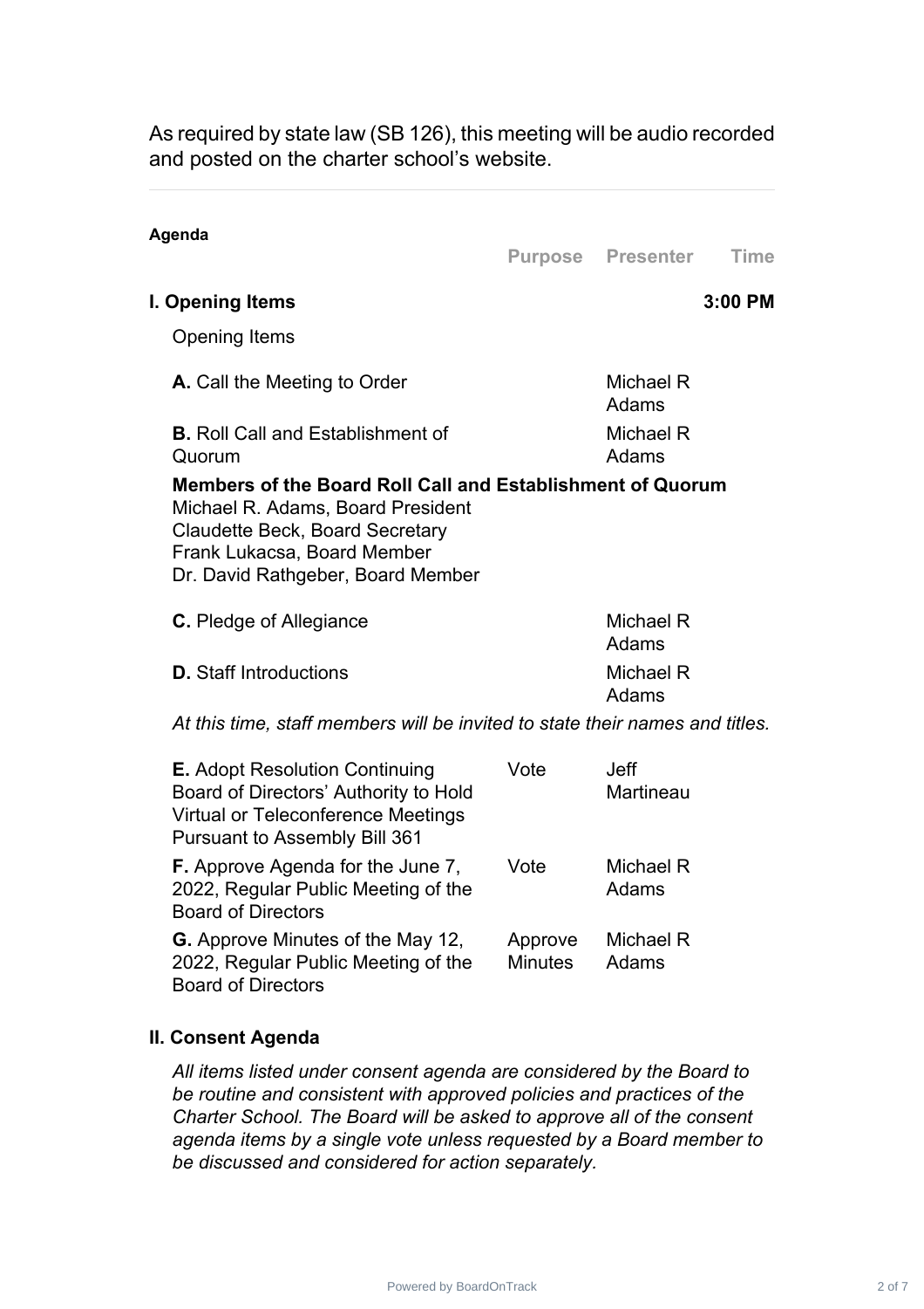As required by state law (SB 126), this meeting will be audio recorded and posted on the charter school's website.

---

**Agenda**

| | Purpose | Presenter | Time |
|---|---|---|---|
| **I. Opening Items** | | | **3:00 PM** |

Opening Items

| | Purpose | Presenter | Time |
|---|---|---|---|
| **A.** Call the Meeting to Order | | Michael R Adams | |
| **B.** Roll Call and Establishment of Quorum | | Michael R Adams | |

**Members of the Board Roll Call and Establishment of Quorum**
Michael R. Adams, Board President
Claudette Beck, Board Secretary
Frank Lukacsa, Board Member
Dr. David Rathgeber, Board Member

| | Purpose | Presenter | Time |
|---|---|---|---|
| **C.** Pledge of Allegiance | | Michael R Adams | |
| **D.** Staff Introductions | | Michael R Adams | |

*At this time, staff members will be invited to state their names and titles.*

| | Purpose | Presenter | Time |
|---|---|---|---|
| **E.** Adopt Resolution Continuing Board of Directors' Authority to Hold Virtual or Teleconference Meetings Pursuant to Assembly Bill 361 | Vote | Jeff Martineau | |
| **F.** Approve Agenda for the June 7, 2022, Regular Public Meeting of the Board of Directors | Vote | Michael R Adams | |
| **G.** Approve Minutes of the May 12, 2022, Regular Public Meeting of the Board of Directors | Approve Minutes | Michael R Adams | |

**II. Consent Agenda**

*All items listed under consent agenda are considered by the Board to be routine and consistent with approved policies and practices of the Charter School. The Board will be asked to approve all of the consent agenda items by a single vote unless requested by a Board member to be discussed and considered for action separately.*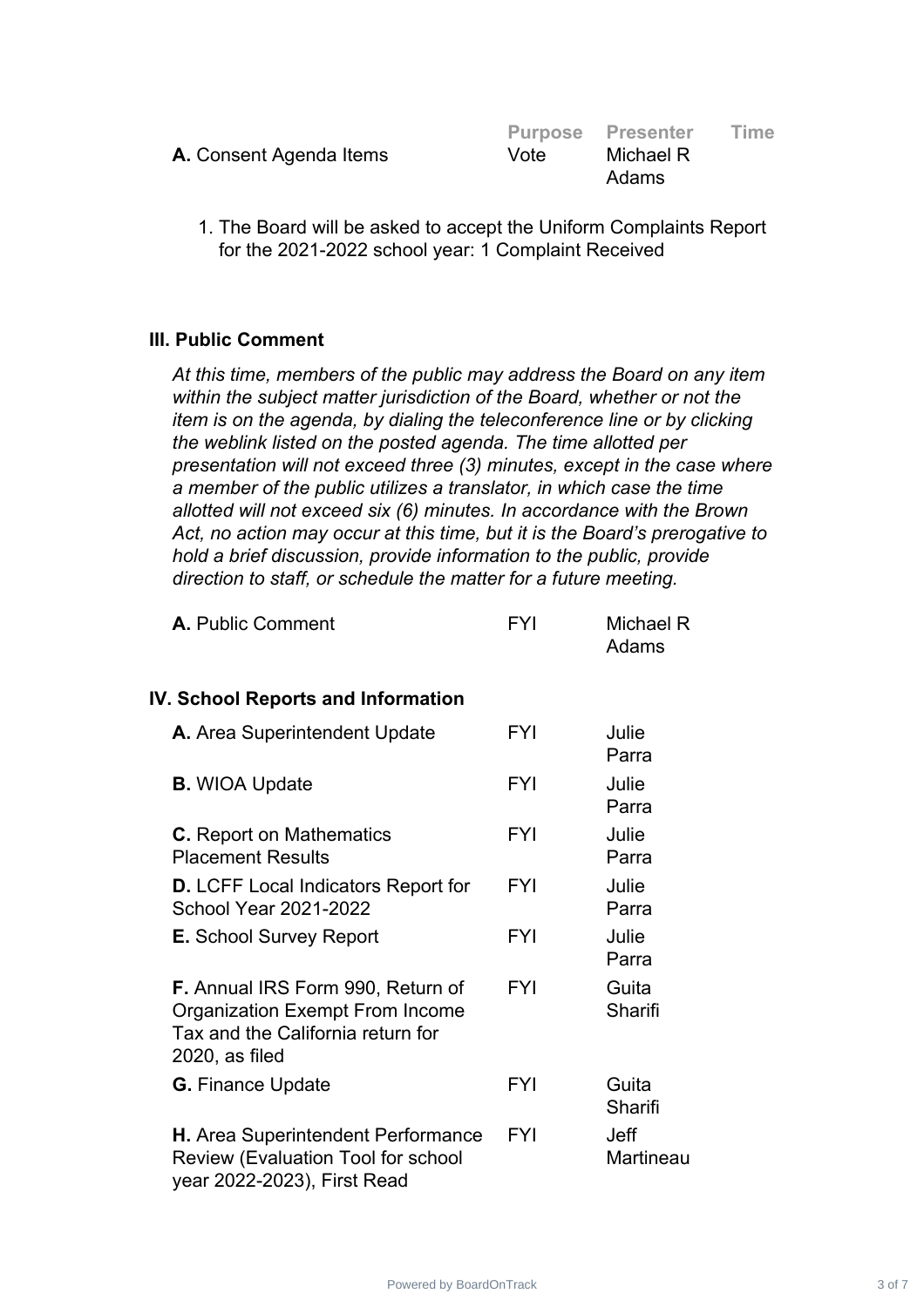| | Purpose | Presenter | Time |
|---|---|---|---|
| **A.** Consent Agenda Items | Vote | Michael R Adams | |

1. The Board will be asked to accept the Uniform Complaints Report for the 2021-2022 school year: 1 Complaint Received

### III. Public Comment

*At this time, members of the public may address the Board on any item within the subject matter jurisdiction of the Board, whether or not the item is on the agenda, by dialing the teleconference line or by clicking the weblink listed on the posted agenda. The time allotted per presentation will not exceed three (3) minutes, except in the case where a member of the public utilizes a translator, in which case the time allotted will not exceed six (6) minutes. In accordance with the Brown Act, no action may occur at this time, but it is the Board's prerogative to hold a brief discussion, provide information to the public, provide direction to staff, or schedule the matter for a future meeting.*

| | | | |
|---|---|---|---|
| **A.** Public Comment | FYI | Michael R Adams | |

### IV. School Reports and Information

| | | | |
|---|---|---|---|
| **A.** Area Superintendent Update | FYI | Julie Parra | |
| **B.** WIOA Update | FYI | Julie Parra | |
| **C.** Report on Mathematics Placement Results | FYI | Julie Parra | |
| **D.** LCFF Local Indicators Report for School Year 2021-2022 | FYI | Julie Parra | |
| **E.** School Survey Report | FYI | Julie Parra | |
| **F.** Annual IRS Form 990, Return of Organization Exempt From Income Tax and the California return for 2020, as filed | FYI | Guita Sharifi | |
| **G.** Finance Update | FYI | Guita Sharifi | |
| **H.** Area Superintendent Performance Review (Evaluation Tool for school year 2022-2023), First Read | FYI | Jeff Martineau | |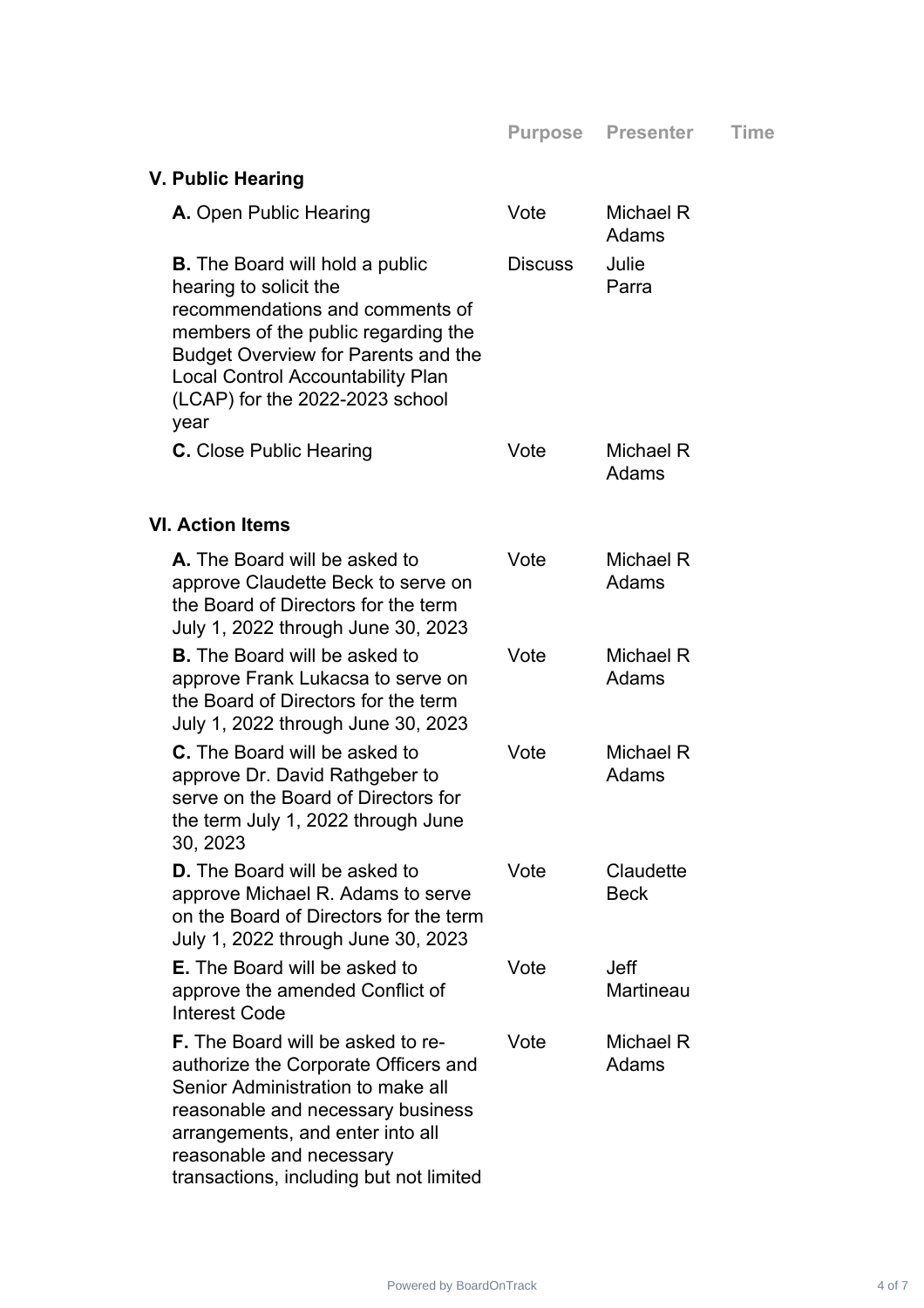| | Purpose | Presenter | Time |
|---|---|---|---|
| **V. Public Hearing** | | | |
| **A.** Open Public Hearing | Vote | Michael R Adams | |
| **B.** The Board will hold a public hearing to solicit the recommendations and comments of members of the public regarding the Budget Overview for Parents and the Local Control Accountability Plan (LCAP) for the 2022-2023 school year | Discuss | Julie Parra | |
| **C.** Close Public Hearing | Vote | Michael R Adams | |
| **VI. Action Items** | | | |
| **A.** The Board will be asked to approve Claudette Beck to serve on the Board of Directors for the term July 1, 2022 through June 30, 2023 | Vote | Michael R Adams | |
| **B.** The Board will be asked to approve Frank Lukacsa to serve on the Board of Directors for the term July 1, 2022 through June 30, 2023 | Vote | Michael R Adams | |
| **C.** The Board will be asked to approve Dr. David Rathgeber to serve on the Board of Directors for the term July 1, 2022 through June 30, 2023 | Vote | Michael R Adams | |
| **D.** The Board will be asked to approve Michael R. Adams to serve on the Board of Directors for the term July 1, 2022 through June 30, 2023 | Vote | Claudette Beck | |
| **E.** The Board will be asked to approve the amended Conflict of Interest Code | Vote | Jeff Martineau | |
| **F.** The Board will be asked to re-authorize the Corporate Officers and Senior Administration to make all reasonable and necessary business arrangements, and enter into all reasonable and necessary transactions, including but not limited | Vote | Michael R Adams | |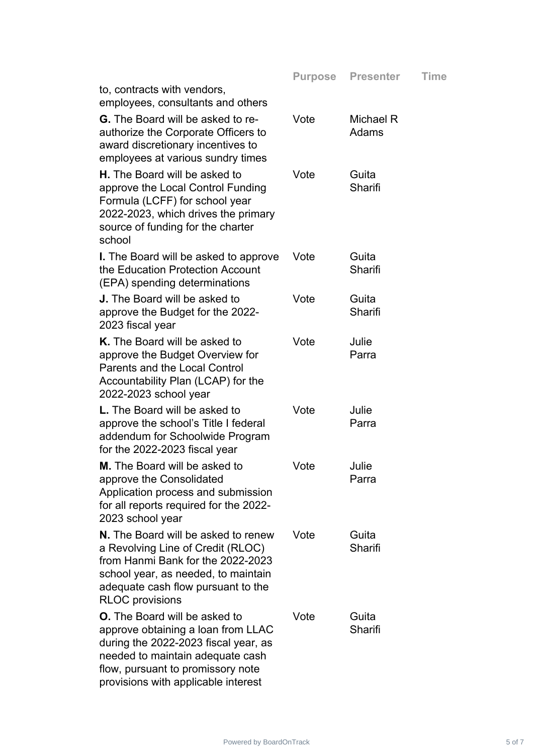| | Purpose | Presenter | Time |
|---|---|---|---|
| to, contracts with vendors, employees, consultants and others | | | |
| **G.** The Board will be asked to re-authorize the Corporate Officers to award discretionary incentives to employees at various sundry times | Vote | Michael R Adams | |
| **H.** The Board will be asked to approve the Local Control Funding Formula (LCFF) for school year 2022-2023, which drives the primary source of funding for the charter school | Vote | Guita Sharifi | |
| **I.** The Board will be asked to approve the Education Protection Account (EPA) spending determinations | Vote | Guita Sharifi | |
| **J.** The Board will be asked to approve the Budget for the 2022-2023 fiscal year | Vote | Guita Sharifi | |
| **K.** The Board will be asked to approve the Budget Overview for Parents and the Local Control Accountability Plan (LCAP) for the 2022-2023 school year | Vote | Julie Parra | |
| **L.** The Board will be asked to approve the school's Title I federal addendum for Schoolwide Program for the 2022-2023 fiscal year | Vote | Julie Parra | |
| **M.** The Board will be asked to approve the Consolidated Application process and submission for all reports required for the 2022-2023 school year | Vote | Julie Parra | |
| **N.** The Board will be asked to renew a Revolving Line of Credit (RLOC) from Hanmi Bank for the 2022-2023 school year, as needed, to maintain adequate cash flow pursuant to the RLOC provisions | Vote | Guita Sharifi | |
| **O.** The Board will be asked to approve obtaining a loan from LLAC during the 2022-2023 fiscal year, as needed to maintain adequate cash flow, pursuant to promissory note provisions with applicable interest | Vote | Guita Sharifi | |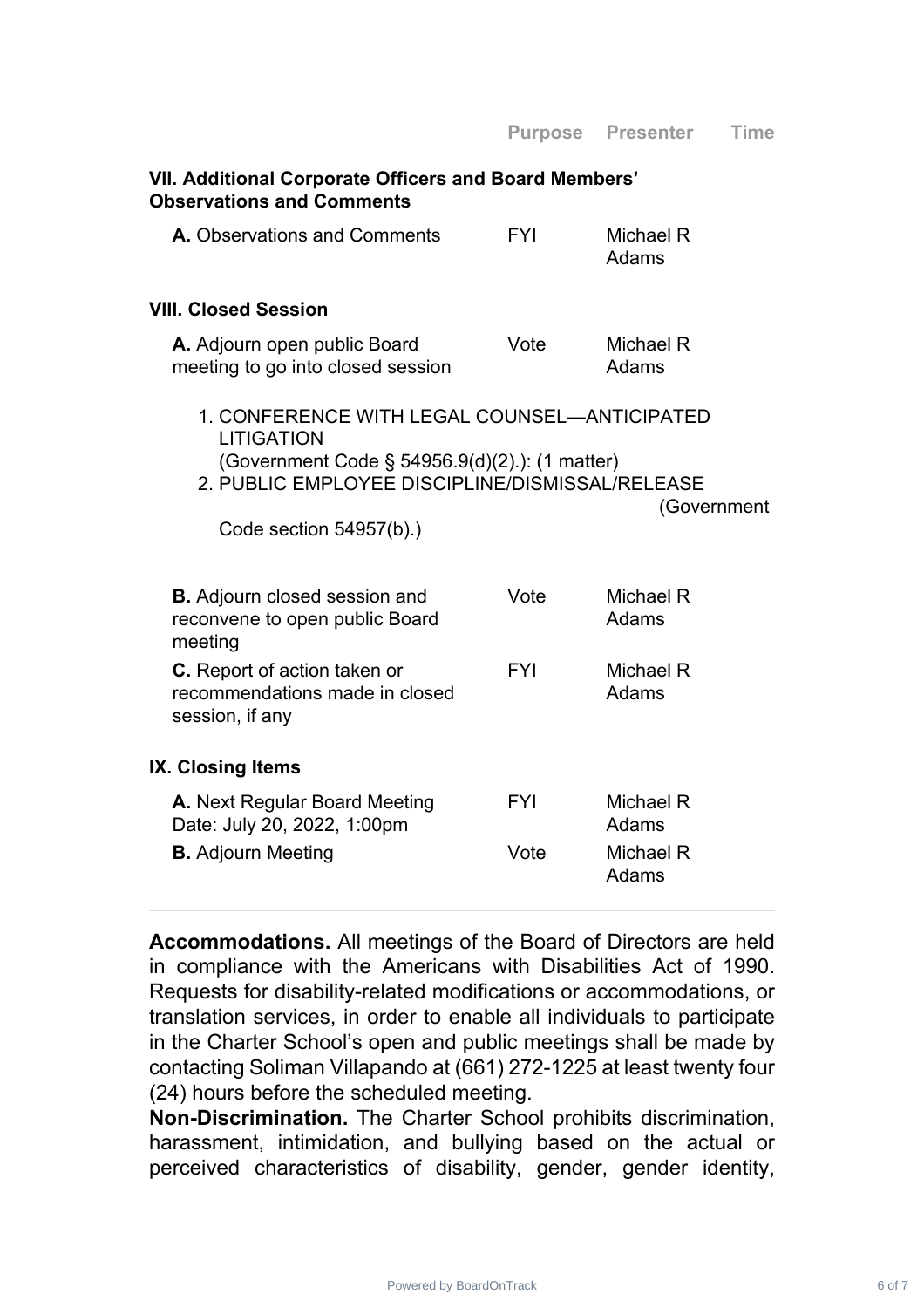| | Purpose | Presenter | Time |
|---|---|---|---|
| **VII. Additional Corporate Officers and Board Members' Observations and Comments** | | | |
| **A.** Observations and Comments | FYI | Michael R Adams | |
| **VIII. Closed Session** | | | |
| **A.** Adjourn open public Board meeting to go into closed session | Vote | Michael R Adams | |

1. CONFERENCE WITH LEGAL COUNSEL—ANTICIPATED LITIGATION (Government Code § 54956.9(d)(2).): (1 matter)
2. PUBLIC EMPLOYEE DISCIPLINE/DISMISSAL/RELEASE (Government Code section 54957(b).)

| | Purpose | Presenter | Time |
|---|---|---|---|
| **B.** Adjourn closed session and reconvene to open public Board meeting | Vote | Michael R Adams | |
| **C.** Report of action taken or recommendations made in closed session, if any | FYI | Michael R Adams | |
| **IX. Closing Items** | | | |
| **A.** Next Regular Board Meeting Date: July 20, 2022, 1:00pm | FYI | Michael R Adams | |
| **B.** Adjourn Meeting | Vote | Michael R Adams | |

---

**Accommodations.** All meetings of the Board of Directors are held in compliance with the Americans with Disabilities Act of 1990. Requests for disability-related modifications or accommodations, or translation services, in order to enable all individuals to participate in the Charter School's open and public meetings shall be made by contacting Soliman Villapando at (661) 272-1225 at least twenty four (24) hours before the scheduled meeting.

**Non-Discrimination.** The Charter School prohibits discrimination, harassment, intimidation, and bullying based on the actual or perceived characteristics of disability, gender, gender identity,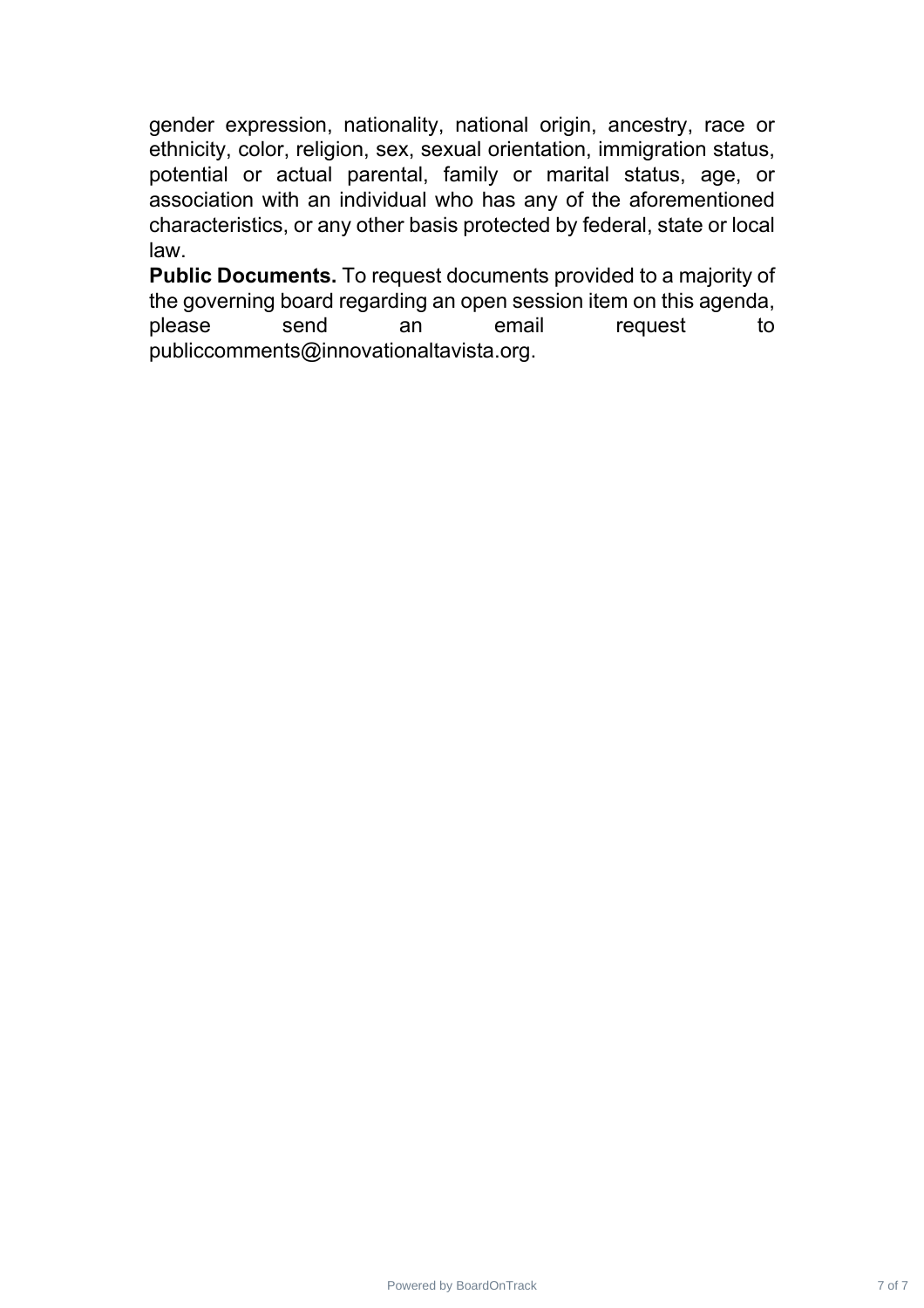gender expression, nationality, national origin, ancestry, race or ethnicity, color, religion, sex, sexual orientation, immigration status, potential or actual parental, family or marital status, age, or association with an individual who has any of the aforementioned characteristics, or any other basis protected by federal, state or local law.

**Public Documents.** To request documents provided to a majority of the governing board regarding an open session item on this agenda, please send an email request to publiccomments@innovationaltavista.org.